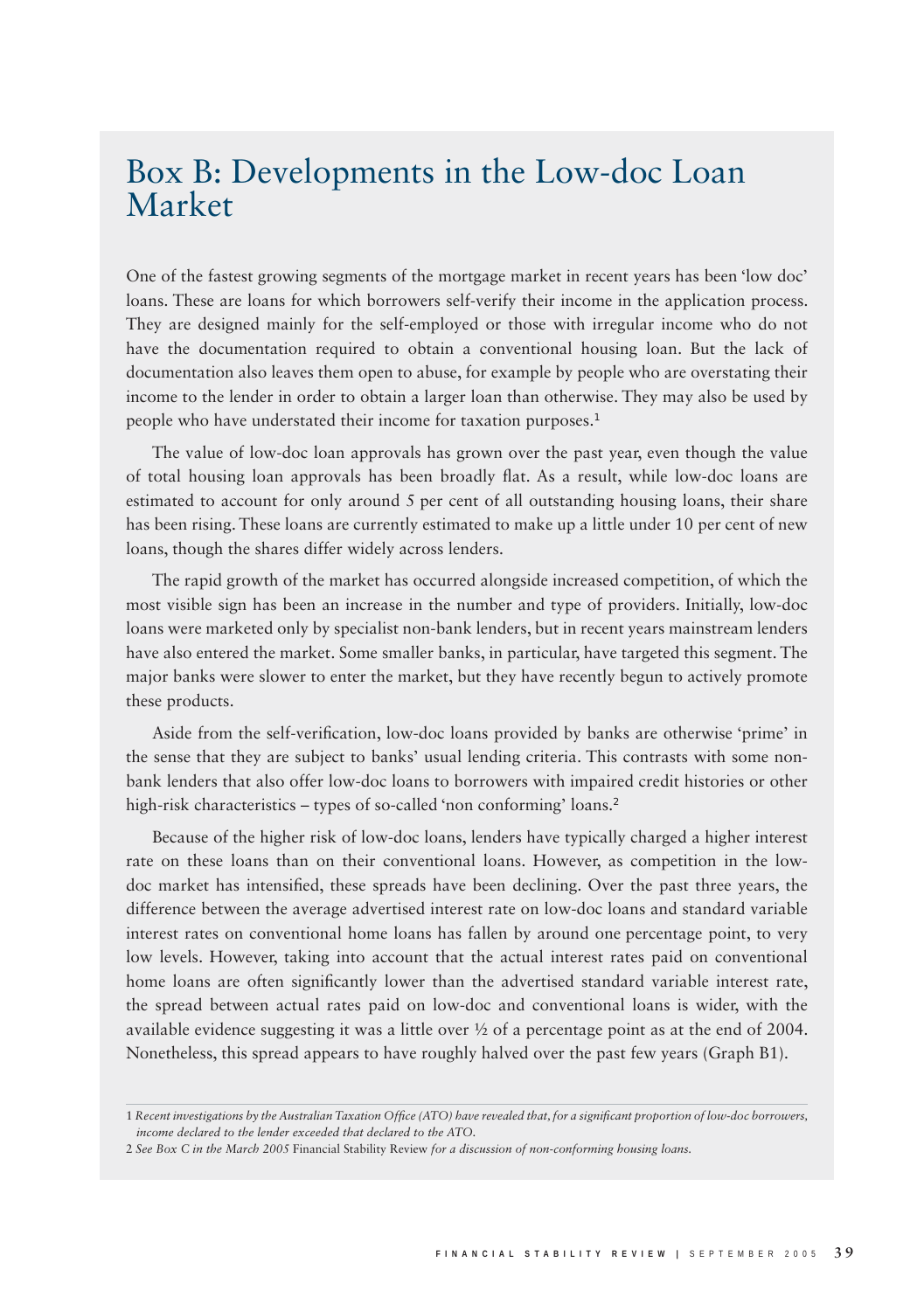# Box B: Developments in the Low-doc Loan Market

One of the fastest growing segments of the mortgage market in recent years has been 'low doc' loans. These are loans for which borrowers self-verify their income in the application process. They are designed mainly for the self-employed or those with irregular income who do not have the documentation required to obtain a conventional housing loan. But the lack of documentation also leaves them open to abuse, for example by people who are overstating their income to the lender in order to obtain a larger loan than otherwise. They may also be used by people who have understated their income for taxation purposes.[1]

The value of low-doc loan approvals has grown over the past year, even though the value of total housing loan approvals has been broadly flat. As a result, while low-doc loans are estimated to account for only around 5 per cent of all outstanding housing loans, their share has been rising. These loans are currently estimated to make up a little under 10 per cent of new loans, though the shares differ widely across lenders.

The rapid growth of the market has occurred alongside increased competition, of which the most visible sign has been an increase in the number and type of providers. Initially, low-doc loans were marketed only by specialist non-bank lenders, but in recent years mainstream lenders have also entered the market. Some smaller banks, in particular, have targeted this segment. The major banks were slower to enter the market, but they have recently begun to actively promote these products.

Aside from the self-verification, low-doc loans provided by banks are otherwise 'prime' in the sense that they are subject to banks' usual lending criteria. This contrasts with some non-bank lenders that also offer low-doc loans to borrowers with impaired credit histories or other high-risk characteristics – types of so-called 'non conforming' loans.[2]

Because of the higher risk of low-doc loans, lenders have typically charged a higher interest rate on these loans than on their conventional loans. However, as competition in the low-doc market has intensified, these spreads have been declining. Over the past three years, the difference between the average advertised interest rate on low-doc loans and standard variable interest rates on conventional home loans has fallen by around one percentage point, to very low levels. However, taking into account that the actual interest rates paid on conventional home loans are often significantly lower than the advertised standard variable interest rate, the spread between actual rates paid on low-doc and conventional loans is wider, with the available evidence suggesting it was a little over ½ of a percentage point as at the end of 2004. Nonetheless, this spread appears to have roughly halved over the past few years (Graph B1).

---

1 *Recent investigations by the Australian Taxation Office (ATO) have revealed that, for a significant proportion of low-doc borrowers, income declared to the lender exceeded that declared to the ATO.*

2 *See Box C in the March 2005* Financial Stability Review *for a discussion of non-conforming housing loans.*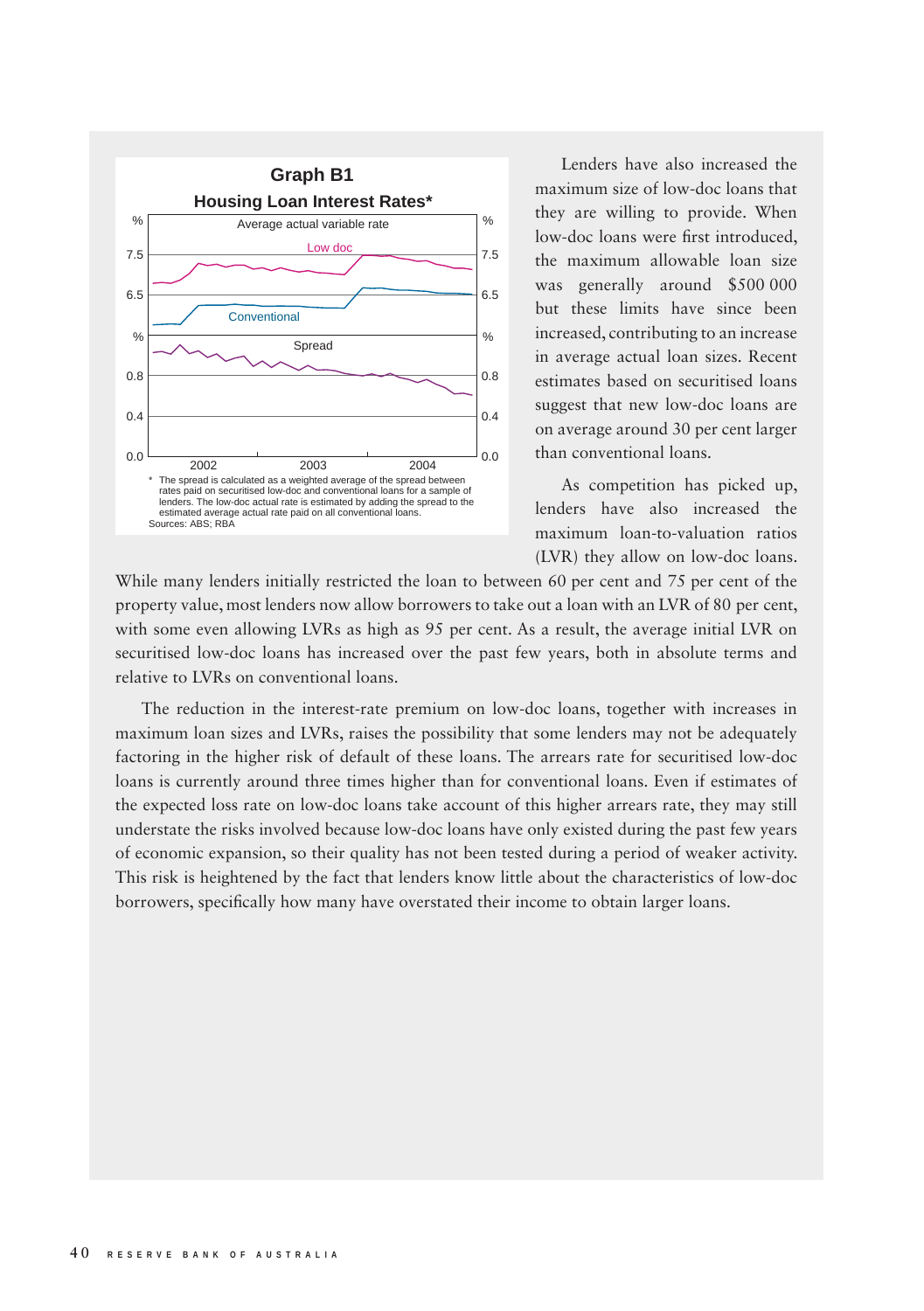**Graph B1**

**Housing Loan Interest Rates***

%
Average actual variable rate
%
7.5
Low doc
7.5
6.5
6.5
Conventional
%
Spread
%
0.8
0.8
0.4
0.4
0.0
2002
2003
2004
0.0

\* The spread is calculated as a weighted average of the spread between rates paid on securitised low-doc and conventional loans for a sample of lenders. The low-doc actual rate is estimated by adding the spread to the estimated average actual rate paid on all conventional loans.

Sources: ABS; RBA

Lenders have also increased the maximum size of low-doc loans that they are willing to provide. When low-doc loans were first introduced, the maximum allowable loan size was generally around $500 000 but these limits have since been increased, contributing to an increase in average actual loan sizes. Recent estimates based on securitised loans suggest that new low-doc loans are on average around 30 per cent larger than conventional loans.

As competition has picked up, lenders have also increased the maximum loan-to-valuation ratios (LVR) they allow on low-doc loans. While many lenders initially restricted the loan to between 60 per cent and 75 per cent of the property value, most lenders now allow borrowers to take out a loan with an LVR of 80 per cent, with some even allowing LVRs as high as 95 per cent. As a result, the average initial LVR on securitised low-doc loans has increased over the past few years, both in absolute terms and relative to LVRs on conventional loans.

The reduction in the interest-rate premium on low-doc loans, together with increases in maximum loan sizes and LVRs, raises the possibility that some lenders may not be adequately factoring in the higher risk of default of these loans. The arrears rate for securitised low-doc loans is currently around three times higher than for conventional loans. Even if estimates of the expected loss rate on low-doc loans take account of this higher arrears rate, they may still understate the risks involved because low-doc loans have only existed during the past few years of economic expansion, so their quality has not been tested during a period of weaker activity. This risk is heightened by the fact that lenders know little about the characteristics of low-doc borrowers, specifically how many have overstated their income to obtain larger loans.